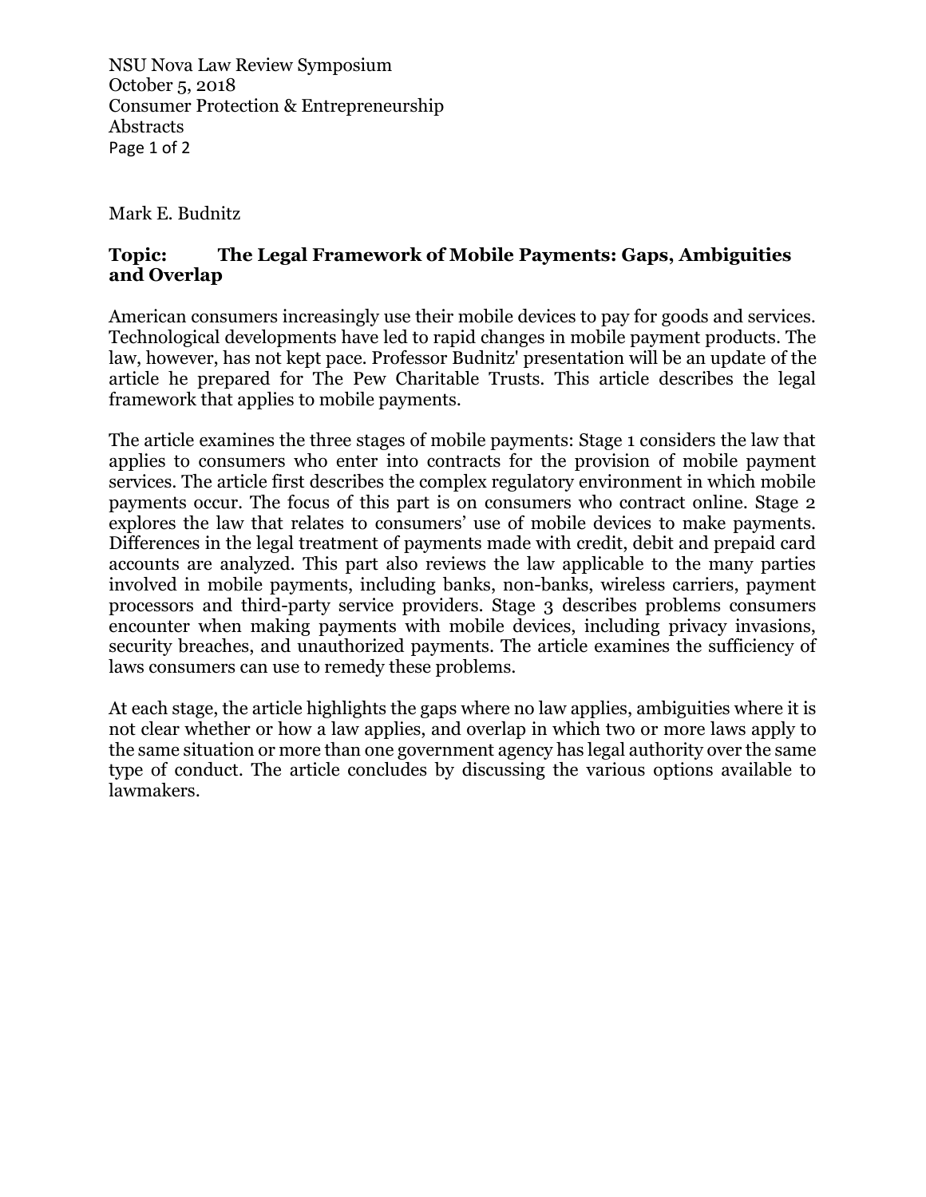NSU Nova Law Review Symposium
October 5, 2018
Consumer Protection & Entrepreneurship
Abstracts

Mark E. Budnitz

**Topic: The Legal Framework of Mobile Payments: Gaps, Ambiguities and Overlap**

American consumers increasingly use their mobile devices to pay for goods and services. Technological developments have led to rapid changes in mobile payment products. The law, however, has not kept pace. Professor Budnitz' presentation will be an update of the article he prepared for The Pew Charitable Trusts. This article describes the legal framework that applies to mobile payments.

The article examines the three stages of mobile payments: Stage 1 considers the law that applies to consumers who enter into contracts for the provision of mobile payment services. The article first describes the complex regulatory environment in which mobile payments occur. The focus of this part is on consumers who contract online. Stage 2 explores the law that relates to consumers' use of mobile devices to make payments. Differences in the legal treatment of payments made with credit, debit and prepaid card accounts are analyzed. This part also reviews the law applicable to the many parties involved in mobile payments, including banks, non-banks, wireless carriers, payment processors and third-party service providers. Stage 3 describes problems consumers encounter when making payments with mobile devices, including privacy invasions, security breaches, and unauthorized payments. The article examines the sufficiency of laws consumers can use to remedy these problems.

At each stage, the article highlights the gaps where no law applies, ambiguities where it is not clear whether or how a law applies, and overlap in which two or more laws apply to the same situation or more than one government agency has legal authority over the same type of conduct. The article concludes by discussing the various options available to lawmakers.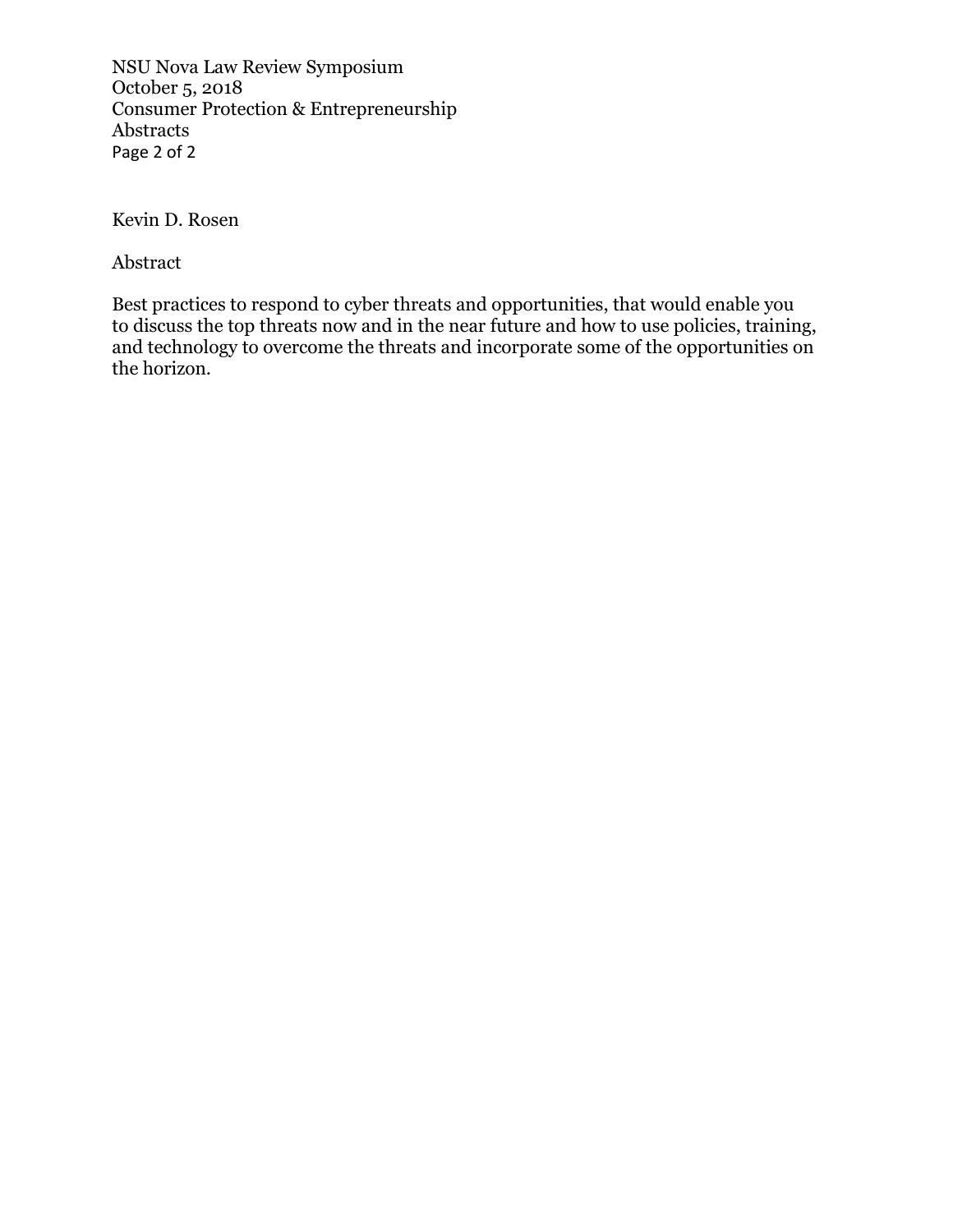Kevin D. Rosen

## Abstract

Best practices to respond to cyber threats and opportunities, that would enable you to discuss the top threats now and in the near future and how to use policies, training, and technology to overcome the threats and incorporate some of the opportunities on the horizon.